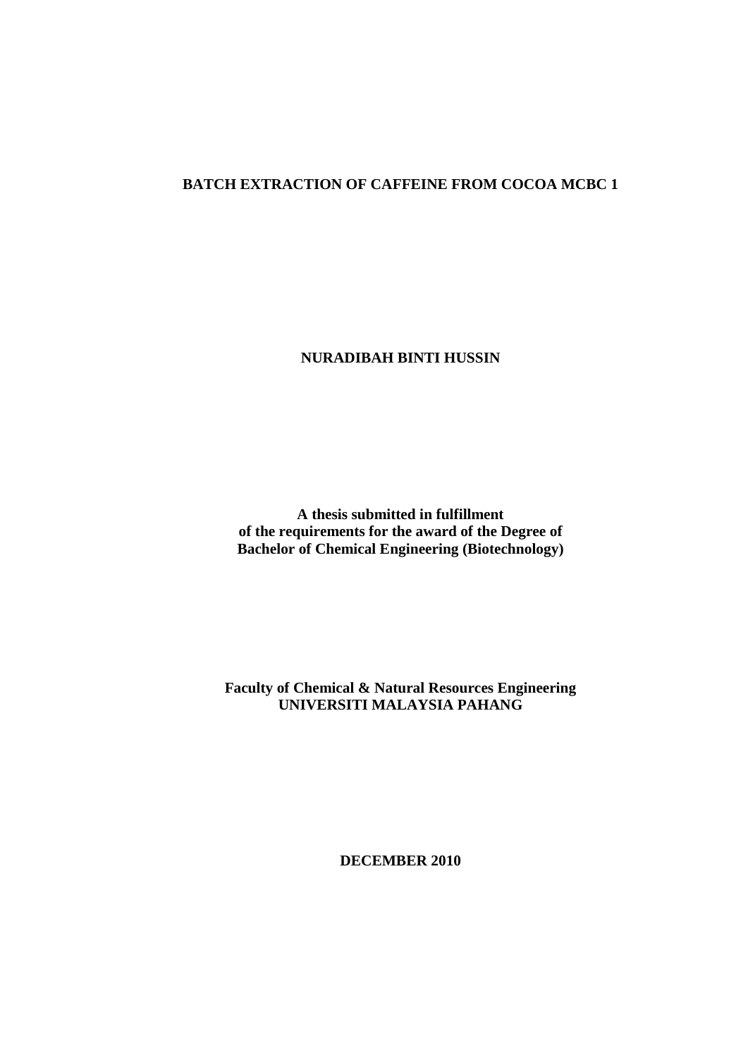# BATCH EXTRACTION OF CAFFEINE FROM COCOA MCBC 1

**NURADIBAH BINTI HUSSIN**

**A thesis submitted in fulfillment**
**of the requirements for the award of the Degree of**
**Bachelor of Chemical Engineering (Biotechnology)**

**Faculty of Chemical & Natural Resources Engineering**
**UNIVERSITI MALAYSIA PAHANG**

**DECEMBER 2010**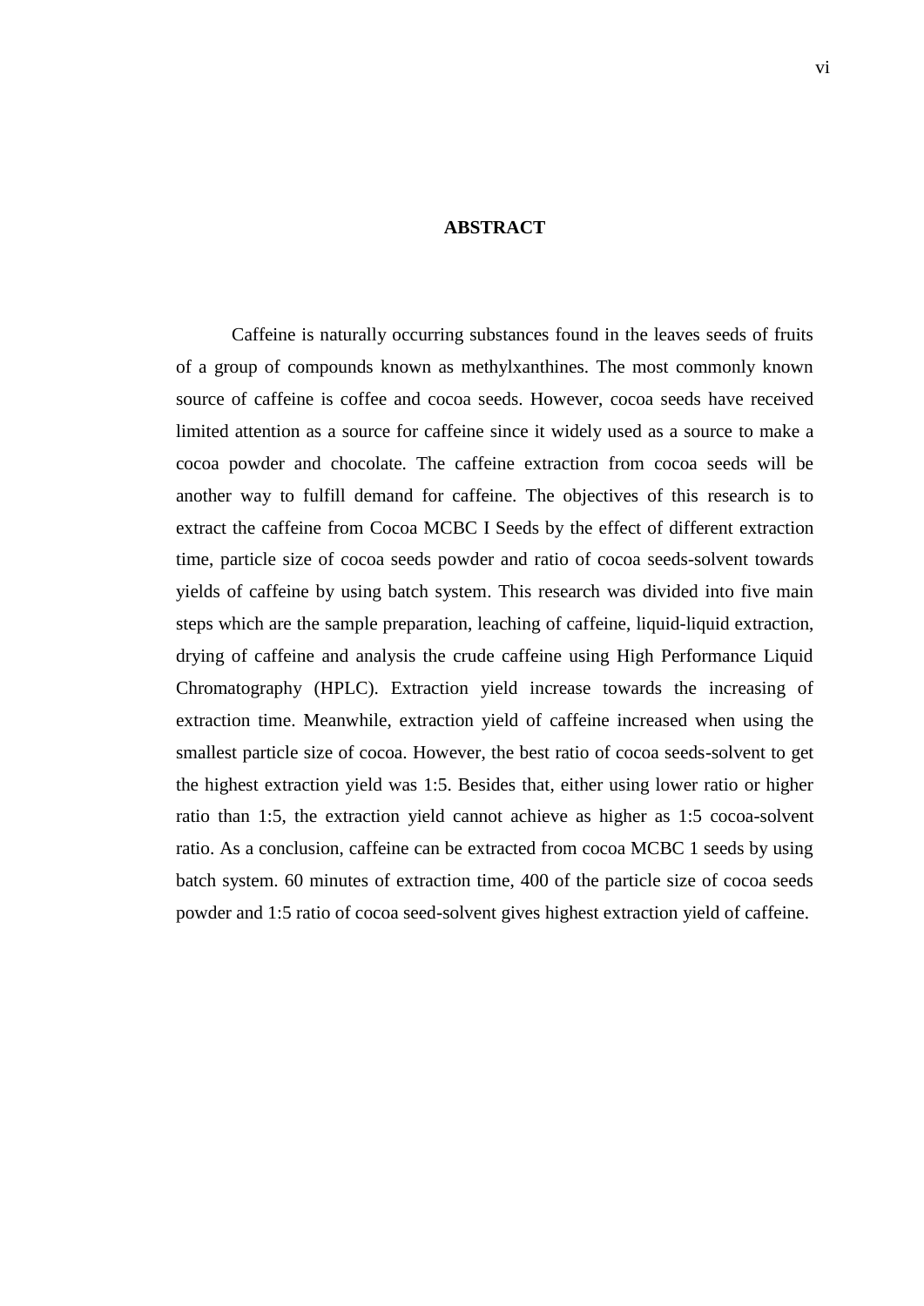# ABSTRACT

Caffeine is naturally occurring substances found in the leaves seeds of fruits of a group of compounds known as methylxanthines. The most commonly known source of caffeine is coffee and cocoa seeds. However, cocoa seeds have received limited attention as a source for caffeine since it widely used as a source to make a cocoa powder and chocolate. The caffeine extraction from cocoa seeds will be another way to fulfill demand for caffeine. The objectives of this research is to extract the caffeine from Cocoa MCBC I Seeds by the effect of different extraction time, particle size of cocoa seeds powder and ratio of cocoa seeds-solvent towards yields of caffeine by using batch system. This research was divided into five main steps which are the sample preparation, leaching of caffeine, liquid-liquid extraction, drying of caffeine and analysis the crude caffeine using High Performance Liquid Chromatography (HPLC). Extraction yield increase towards the increasing of extraction time. Meanwhile, extraction yield of caffeine increased when using the smallest particle size of cocoa. However, the best ratio of cocoa seeds-solvent to get the highest extraction yield was 1:5. Besides that, either using lower ratio or higher ratio than 1:5, the extraction yield cannot achieve as higher as 1:5 cocoa-solvent ratio. As a conclusion, caffeine can be extracted from cocoa MCBC 1 seeds by using batch system. 60 minutes of extraction time, 400 of the particle size of cocoa seeds powder and 1:5 ratio of cocoa seed-solvent gives highest extraction yield of caffeine.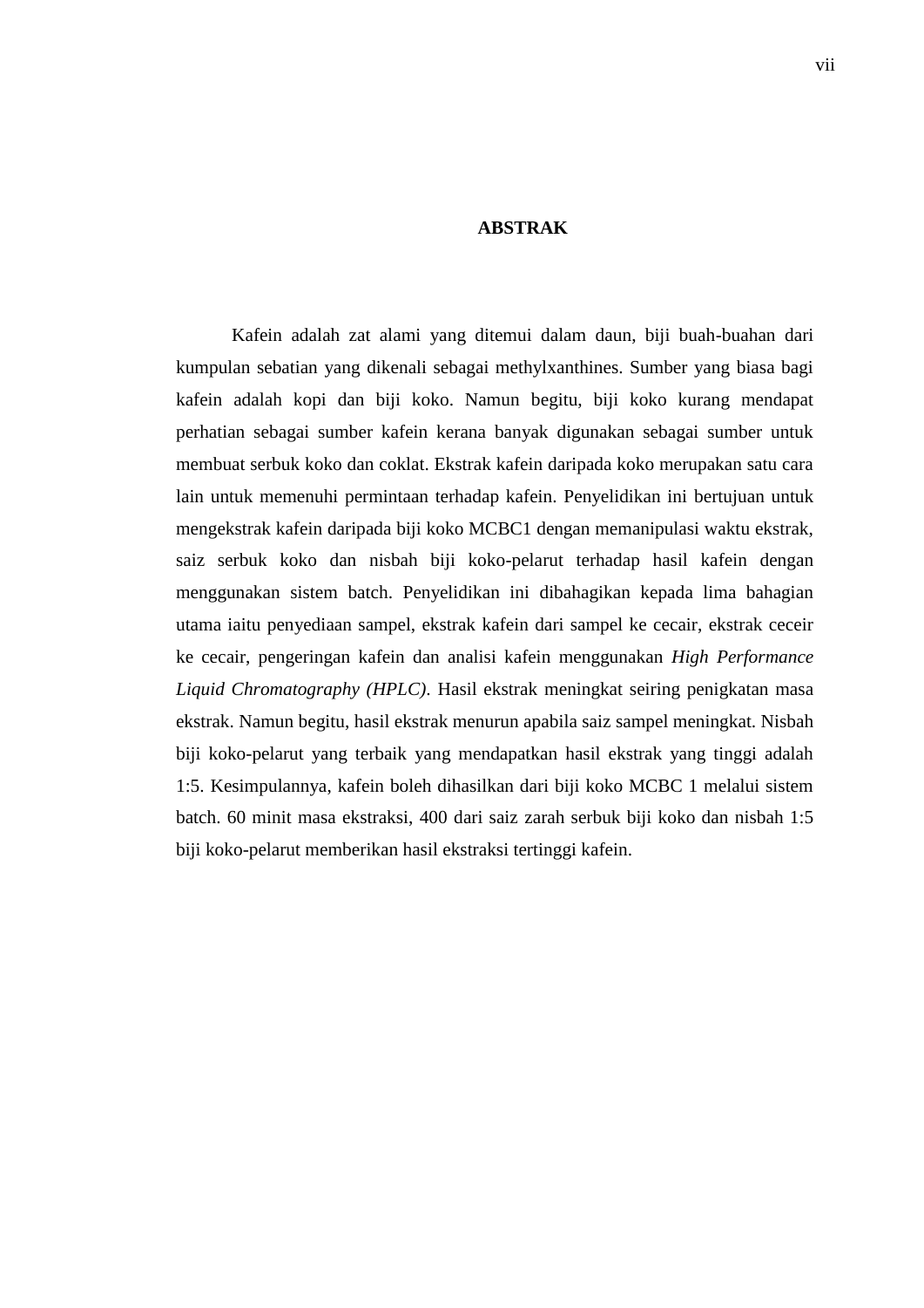# ABSTRAK

Kafein adalah zat alami yang ditemui dalam daun, biji buah-buahan dari kumpulan sebatian yang dikenali sebagai methylxanthines. Sumber yang biasa bagi kafein adalah kopi dan biji koko. Namun begitu, biji koko kurang mendapat perhatian sebagai sumber kafein kerana banyak digunakan sebagai sumber untuk membuat serbuk koko dan coklat. Ekstrak kafein daripada koko merupakan satu cara lain untuk memenuhi permintaan terhadap kafein. Penyelidikan ini bertujuan untuk mengekstrak kafein daripada biji koko MCBC1 dengan memanipulasi waktu ekstrak, saiz serbuk koko dan nisbah biji koko-pelarut terhadap hasil kafein dengan menggunakan sistem batch. Penyelidikan ini dibahagikan kepada lima bahagian utama iaitu penyediaan sampel, ekstrak kafein dari sampel ke cecair, ekstrak ceceir ke cecair, pengeringan kafein dan analisi kafein menggunakan *High Performance Liquid Chromatography (HPLC)*. Hasil ekstrak meningkat seiring penigkatan masa ekstrak. Namun begitu, hasil ekstrak menurun apabila saiz sampel meningkat. Nisbah biji koko-pelarut yang terbaik yang mendapatkan hasil ekstrak yang tinggi adalah 1:5. Kesimpulannya, kafein boleh dihasilkan dari biji koko MCBC 1 melalui sistem batch. 60 minit masa ekstraksi, 400 dari saiz zarah serbuk biji koko dan nisbah 1:5 biji koko-pelarut memberikan hasil ekstraksi tertinggi kafein.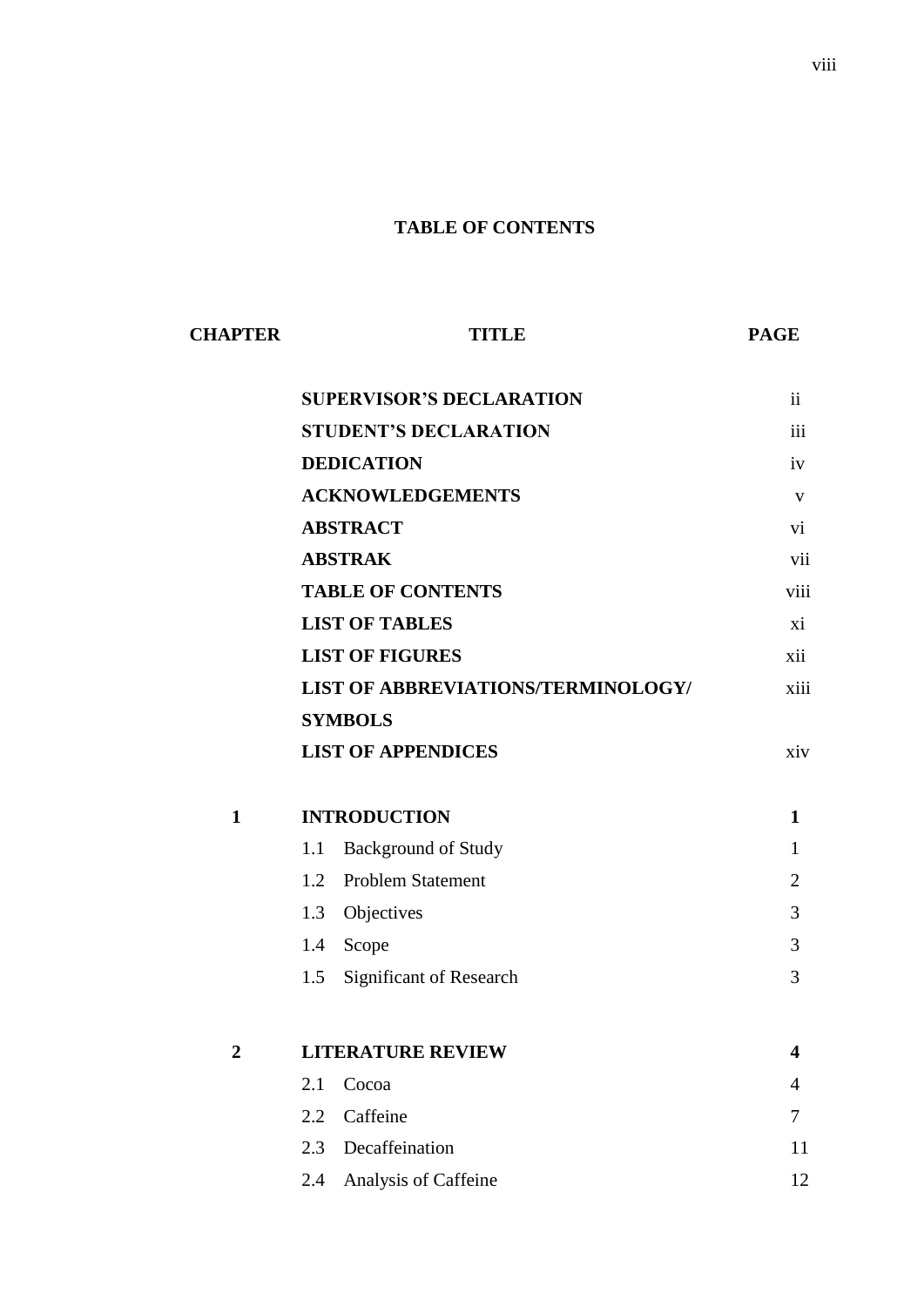# TABLE OF CONTENTS

| CHAPTER | TITLE | PAGE |
|---|---|---|
| | **SUPERVISOR'S DECLARATION** | ii |
| | **STUDENT'S DECLARATION** | iii |
| | **DEDICATION** | iv |
| | **ACKNOWLEDGEMENTS** | v |
| | **ABSTRACT** | vi |
| | **ABSTRAK** | vii |
| | **TABLE OF CONTENTS** | viii |
| | **LIST OF TABLES** | xi |
| | **LIST OF FIGURES** | xii |
| | **LIST OF ABBREVIATIONS/TERMINOLOGY/ SYMBOLS** | xiii |
| | **LIST OF APPENDICES** | xiv |
| **1** | **INTRODUCTION** | **1** |
| | 1.1 Background of Study | 1 |
| | 1.2 Problem Statement | 2 |
| | 1.3 Objectives | 3 |
| | 1.4 Scope | 3 |
| | 1.5 Significant of Research | 3 |
| **2** | **LITERATURE REVIEW** | **4** |
| | 2.1 Cocoa | 4 |
| | 2.2 Caffeine | 7 |
| | 2.3 Decaffeination | 11 |
| | 2.4 Analysis of Caffeine | 12 |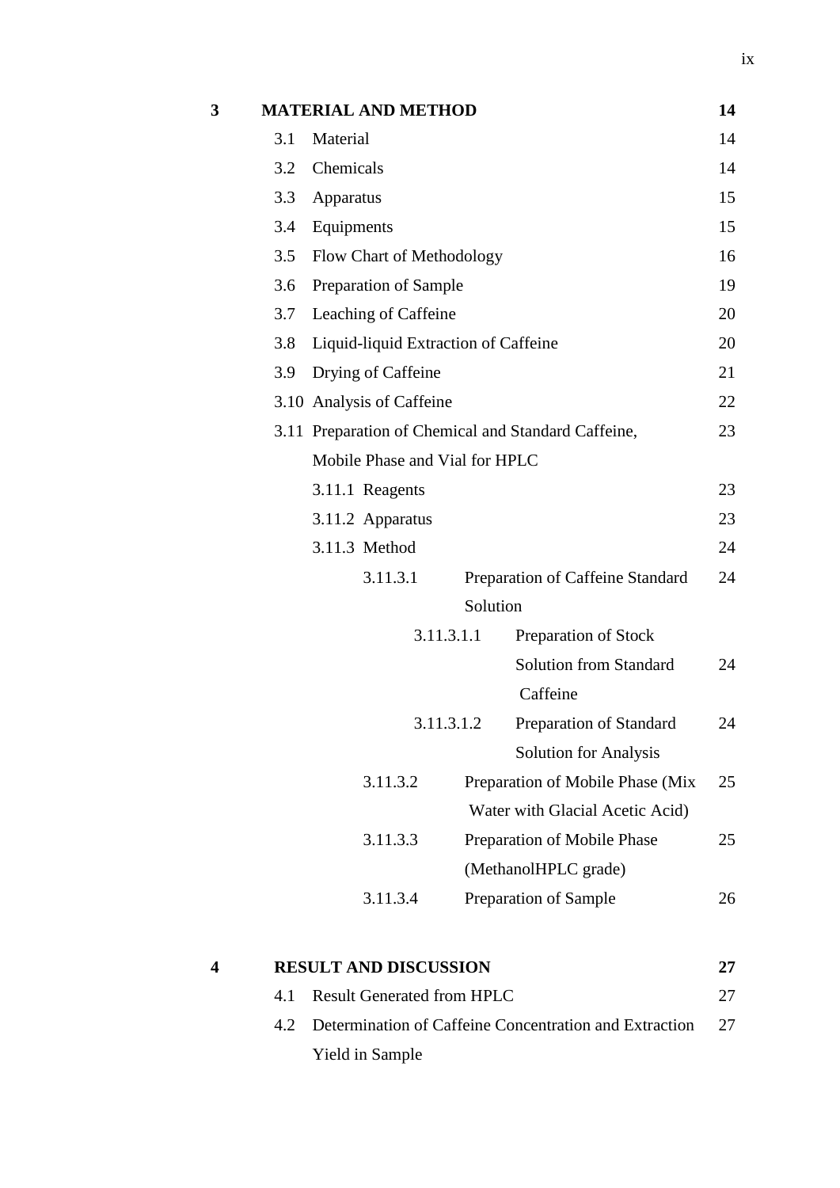| | | |
|---|---|---|
| **3** | **MATERIAL AND METHOD** | **14** |
| | 3.1 Material | 14 |
| | 3.2 Chemicals | 14 |
| | 3.3 Apparatus | 15 |
| | 3.4 Equipments | 15 |
| | 3.5 Flow Chart of Methodology | 16 |
| | 3.6 Preparation of Sample | 19 |
| | 3.7 Leaching of Caffeine | 20 |
| | 3.8 Liquid-liquid Extraction of Caffeine | 20 |
| | 3.9 Drying of Caffeine | 21 |
| | 3.10 Analysis of Caffeine | 22 |
| | 3.11 Preparation of Chemical and Standard Caffeine, Mobile Phase and Vial for HPLC | 23 |
| | 3.11.1 Reagents | 23 |
| | 3.11.2 Apparatus | 23 |
| | 3.11.3 Method | 24 |
| | 3.11.3.1 Preparation of Caffeine Standard Solution | 24 |
| | 3.11.3.1.1 Preparation of Stock Solution from Standard Caffeine | 24 |
| | 3.11.3.1.2 Preparation of Standard Solution for Analysis | 24 |
| | 3.11.3.2 Preparation of Mobile Phase (Mix Water with Glacial Acetic Acid) | 25 |
| | 3.11.3.3 Preparation of Mobile Phase (MethanolHPLC grade) | 25 |
| | 3.11.3.4 Preparation of Sample | 26 |
| **4** | **RESULT AND DISCUSSION** | **27** |
| | 4.1 Result Generated from HPLC | 27 |
| | 4.2 Determination of Caffeine Concentration and Extraction Yield in Sample | 27 |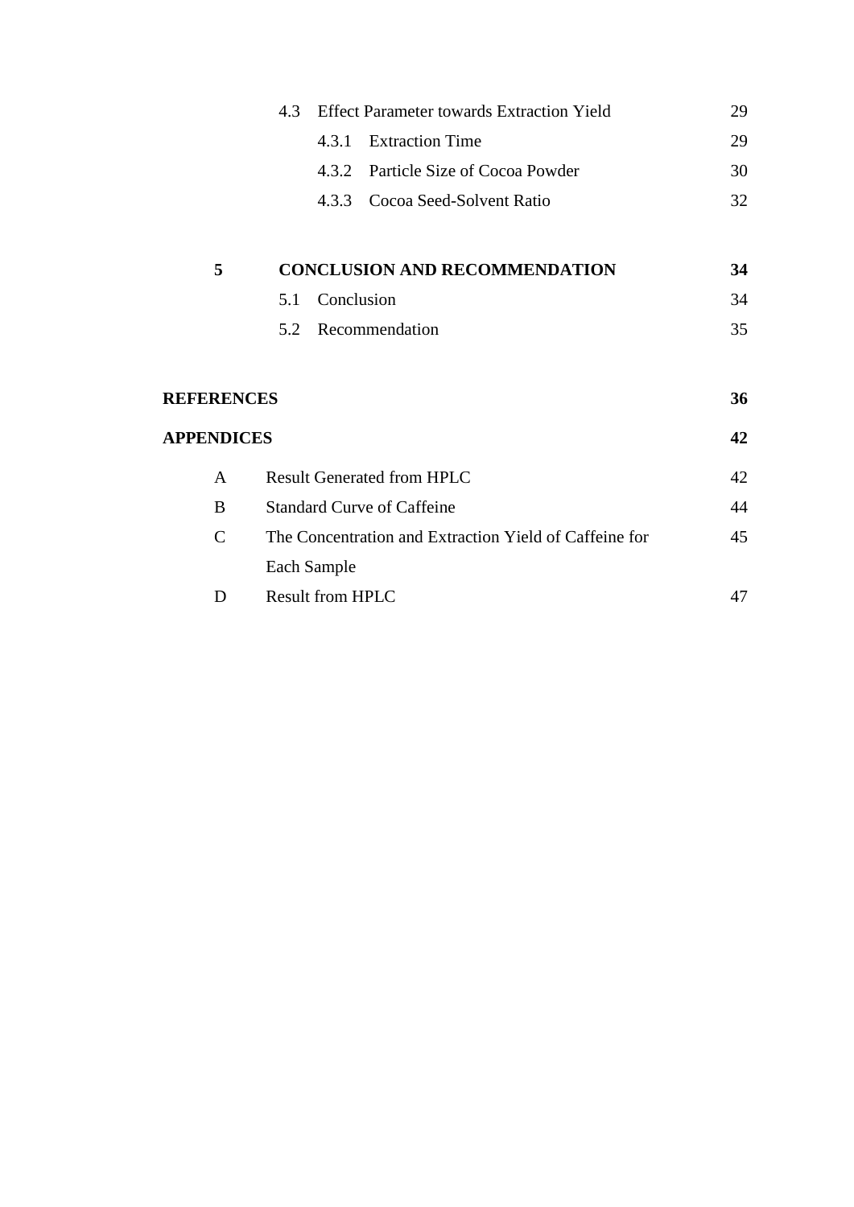| | | | |
|---|---|---|---|
| | 4.3 | Effect Parameter towards Extraction Yield | 29 |
| | | 4.3.1 Extraction Time | 29 |
| | | 4.3.2 Particle Size of Cocoa Powder | 30 |
| | | 4.3.3 Cocoa Seed-Solvent Ratio | 32 |
| **5** | **CONCLUSION AND RECOMMENDATION** | | **34** |
| | 5.1 | Conclusion | 34 |
| | 5.2 | Recommendation | 35 |

| | | |
|---|---|---|
| **REFERENCES** | | **36** |
| **APPENDICES** | | **42** |
| A | Result Generated from HPLC | 42 |
| B | Standard Curve of Caffeine | 44 |
| C | The Concentration and Extraction Yield of Caffeine for Each Sample | 45 |
| D | Result from HPLC | 47 |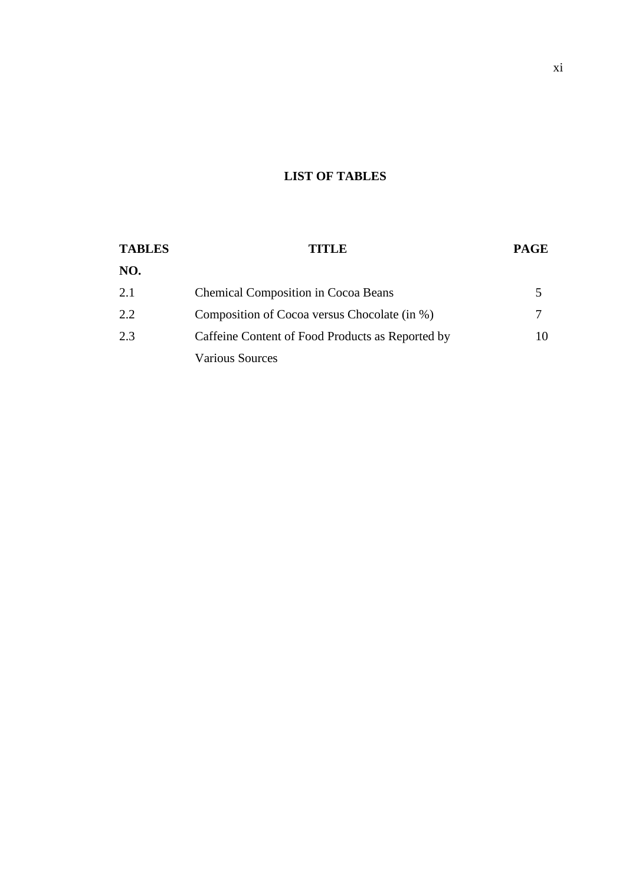# LIST OF TABLES

| TABLES NO. | TITLE | PAGE |
|---|---|---|
| 2.1 | Chemical Composition in Cocoa Beans | 5 |
| 2.2 | Composition of Cocoa versus Chocolate (in %) | 7 |
| 2.3 | Caffeine Content of Food Products as Reported by Various Sources | 10 |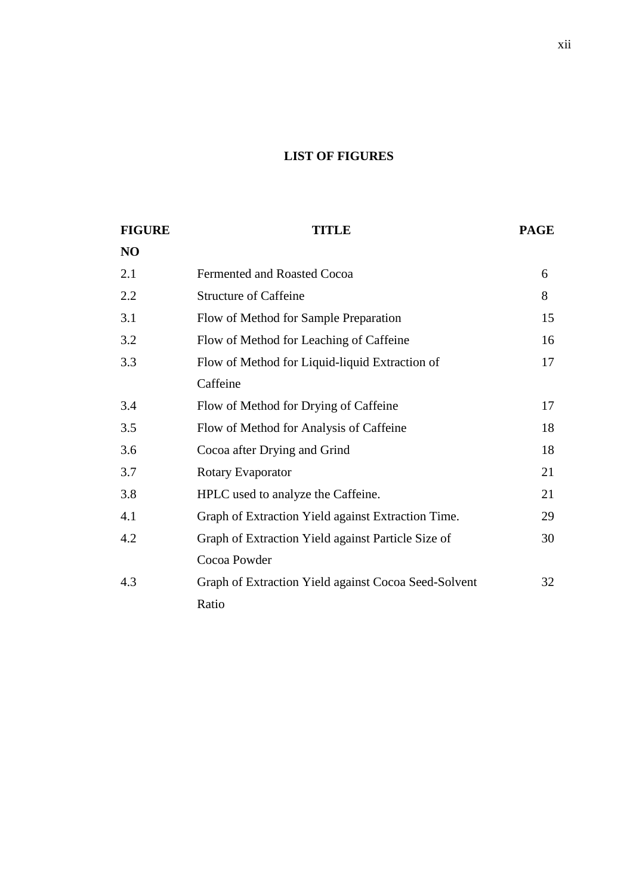# LIST OF FIGURES

| FIGURE NO | TITLE | PAGE |
|---|---|---|
| 2.1 | Fermented and Roasted Cocoa | 6 |
| 2.2 | Structure of Caffeine | 8 |
| 3.1 | Flow of Method for Sample Preparation | 15 |
| 3.2 | Flow of Method for Leaching of Caffeine | 16 |
| 3.3 | Flow of Method for Liquid-liquid Extraction of Caffeine | 17 |
| 3.4 | Flow of Method for Drying of Caffeine | 17 |
| 3.5 | Flow of Method for Analysis of Caffeine | 18 |
| 3.6 | Cocoa after Drying and Grind | 18 |
| 3.7 | Rotary Evaporator | 21 |
| 3.8 | HPLC used to analyze the Caffeine. | 21 |
| 4.1 | Graph of Extraction Yield against Extraction Time. | 29 |
| 4.2 | Graph of Extraction Yield against Particle Size of Cocoa Powder | 30 |
| 4.3 | Graph of Extraction Yield against Cocoa Seed-Solvent Ratio | 32 |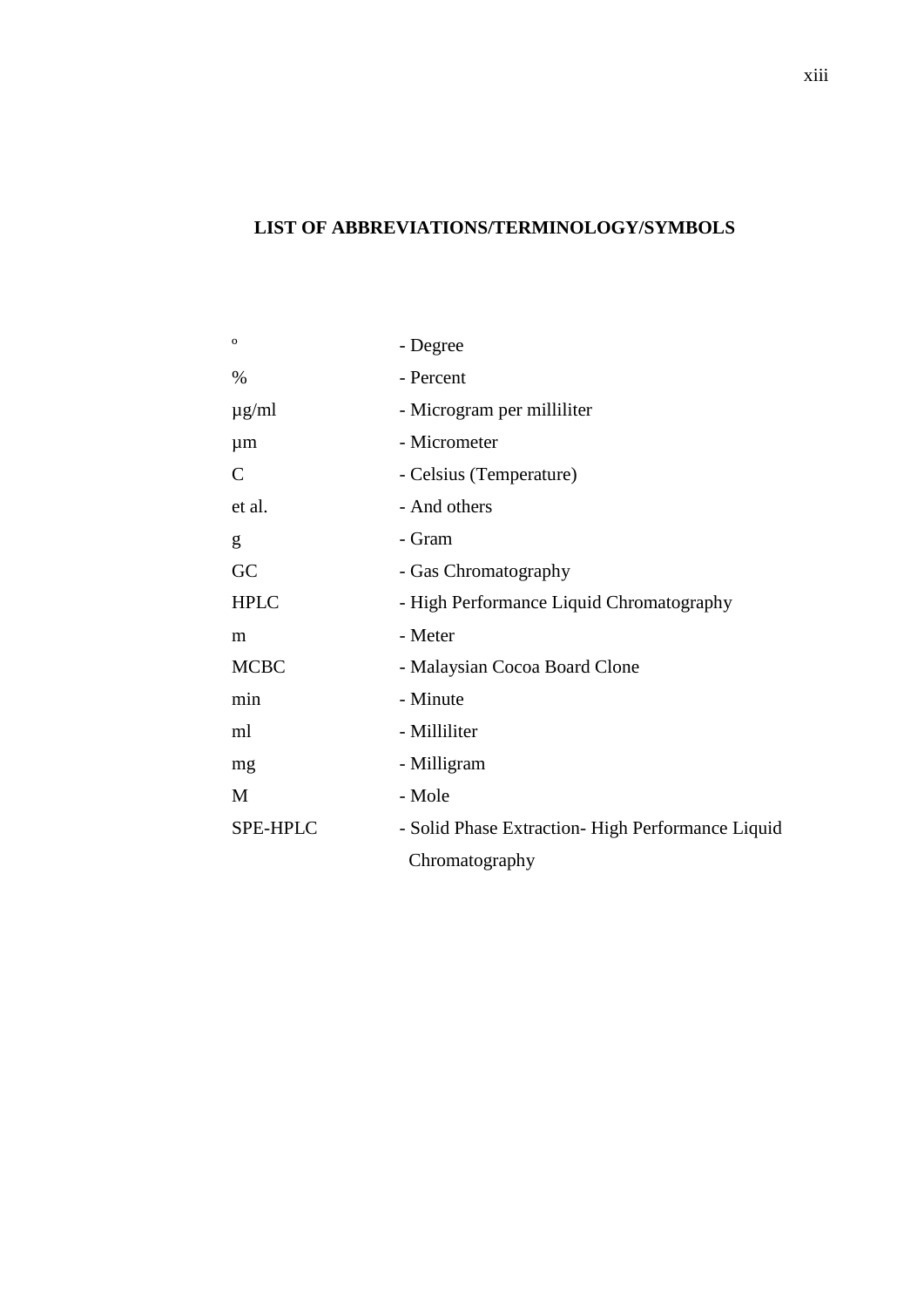## LIST OF ABBREVIATIONS/TERMINOLOGY/SYMBOLS

| | |
|---|---|
| º | - Degree |
| % | - Percent |
| µg/ml | - Microgram per milliliter |
| µm | - Micrometer |
| C | - Celsius (Temperature) |
| et al. | - And others |
| g | - Gram |
| GC | - Gas Chromatography |
| HPLC | - High Performance Liquid Chromatography |
| m | - Meter |
| MCBC | - Malaysian Cocoa Board Clone |
| min | - Minute |
| ml | - Milliliter |
| mg | - Milligram |
| M | - Mole |
| SPE-HPLC | - Solid Phase Extraction- High Performance Liquid Chromatography |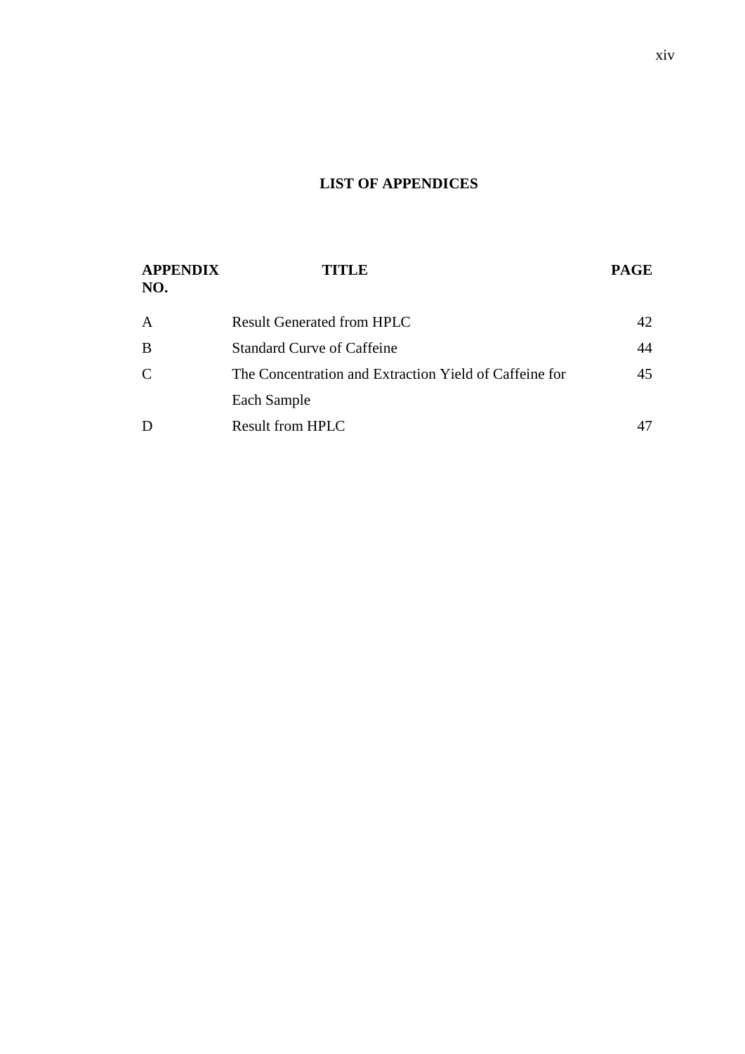# LIST OF APPENDICES

| APPENDIX NO. | TITLE | PAGE |
|---|---|---|
| A | Result Generated from HPLC | 42 |
| B | Standard Curve of Caffeine | 44 |
| C | The Concentration and Extraction Yield of Caffeine for Each Sample | 45 |
| D | Result from HPLC | 47 |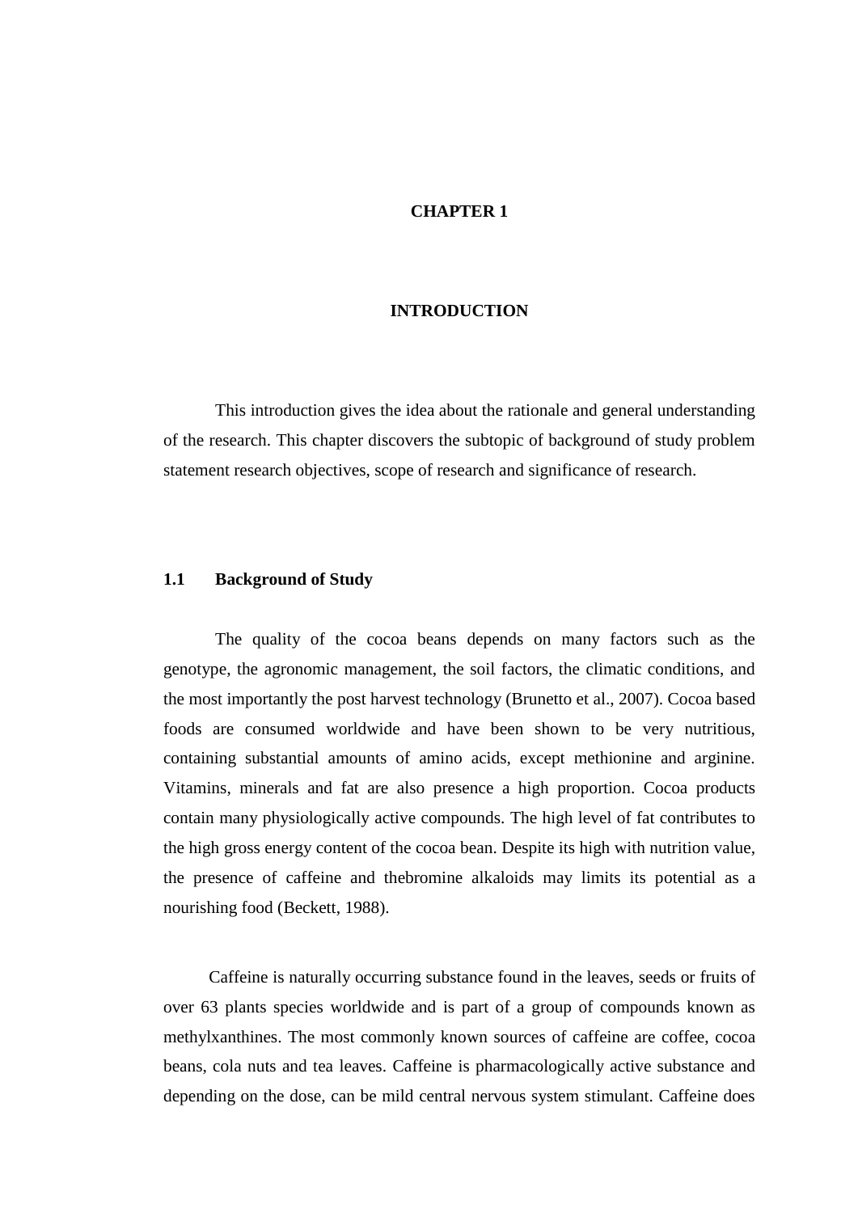# CHAPTER 1

# INTRODUCTION

This introduction gives the idea about the rationale and general understanding of the research. This chapter discovers the subtopic of background of study problem statement research objectives, scope of research and significance of research.

## 1.1 Background of Study

The quality of the cocoa beans depends on many factors such as the genotype, the agronomic management, the soil factors, the climatic conditions, and the most importantly the post harvest technology (Brunetto et al., 2007). Cocoa based foods are consumed worldwide and have been shown to be very nutritious, containing substantial amounts of amino acids, except methionine and arginine. Vitamins, minerals and fat are also presence a high proportion. Cocoa products contain many physiologically active compounds. The high level of fat contributes to the high gross energy content of the cocoa bean. Despite its high with nutrition value, the presence of caffeine and thebromine alkaloids may limits its potential as a nourishing food (Beckett, 1988).

Caffeine is naturally occurring substance found in the leaves, seeds or fruits of over 63 plants species worldwide and is part of a group of compounds known as methylxanthines. The most commonly known sources of caffeine are coffee, cocoa beans, cola nuts and tea leaves. Caffeine is pharmacologically active substance and depending on the dose, can be mild central nervous system stimulant. Caffeine does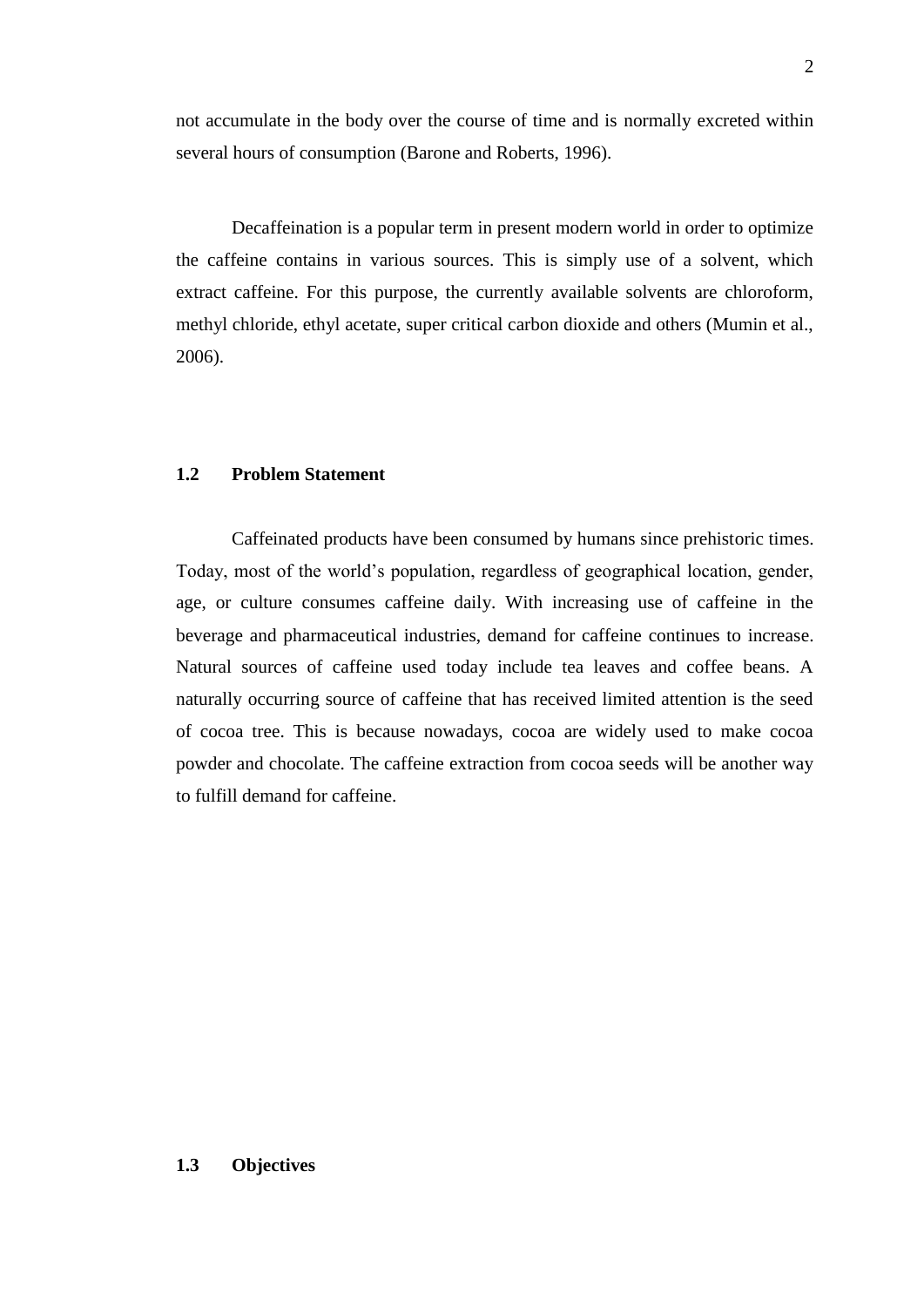not accumulate in the body over the course of time and is normally excreted within several hours of consumption (Barone and Roberts, 1996).

Decaffeination is a popular term in present modern world in order to optimize the caffeine contains in various sources. This is simply use of a solvent, which extract caffeine. For this purpose, the currently available solvents are chloroform, methyl chloride, ethyl acetate, super critical carbon dioxide and others (Mumin et al., 2006).

## 1.2 Problem Statement

Caffeinated products have been consumed by humans since prehistoric times. Today, most of the world's population, regardless of geographical location, gender, age, or culture consumes caffeine daily. With increasing use of caffeine in the beverage and pharmaceutical industries, demand for caffeine continues to increase. Natural sources of caffeine used today include tea leaves and coffee beans. A naturally occurring source of caffeine that has received limited attention is the seed of cocoa tree. This is because nowadays, cocoa are widely used to make cocoa powder and chocolate. The caffeine extraction from cocoa seeds will be another way to fulfill demand for caffeine.

## 1.3 Objectives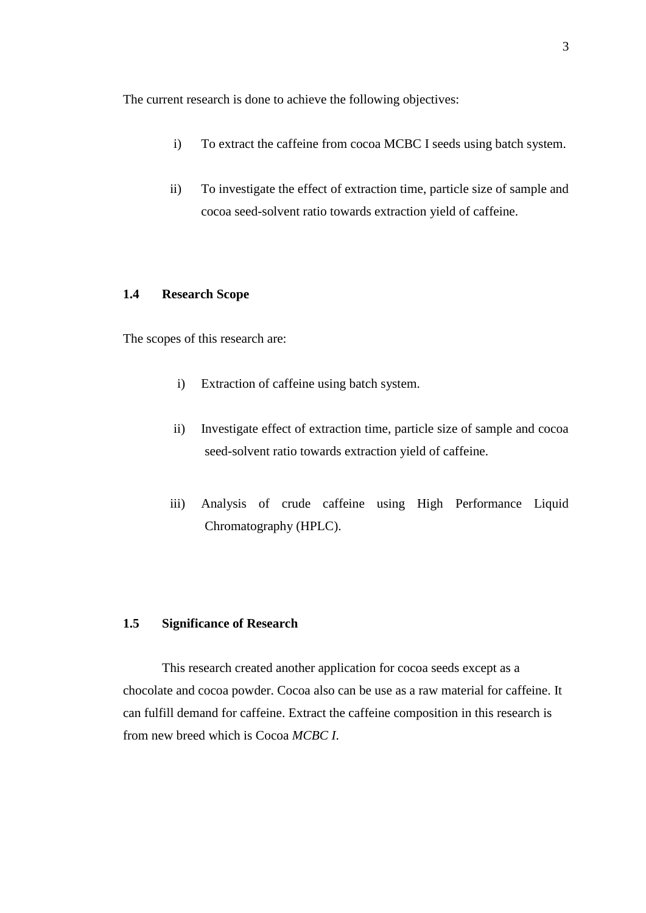The current research is done to achieve the following objectives:

i) To extract the caffeine from cocoa MCBC I seeds using batch system.

ii) To investigate the effect of extraction time, particle size of sample and cocoa seed-solvent ratio towards extraction yield of caffeine.

## 1.4 Research Scope

The scopes of this research are:

i) Extraction of caffeine using batch system.

ii) Investigate effect of extraction time, particle size of sample and cocoa seed-solvent ratio towards extraction yield of caffeine.

iii) Analysis of crude caffeine using High Performance Liquid Chromatography (HPLC).

## 1.5 Significance of Research

This research created another application for cocoa seeds except as a chocolate and cocoa powder. Cocoa also can be use as a raw material for caffeine. It can fulfill demand for caffeine. Extract the caffeine composition in this research is from new breed which is Cocoa *MCBC I*.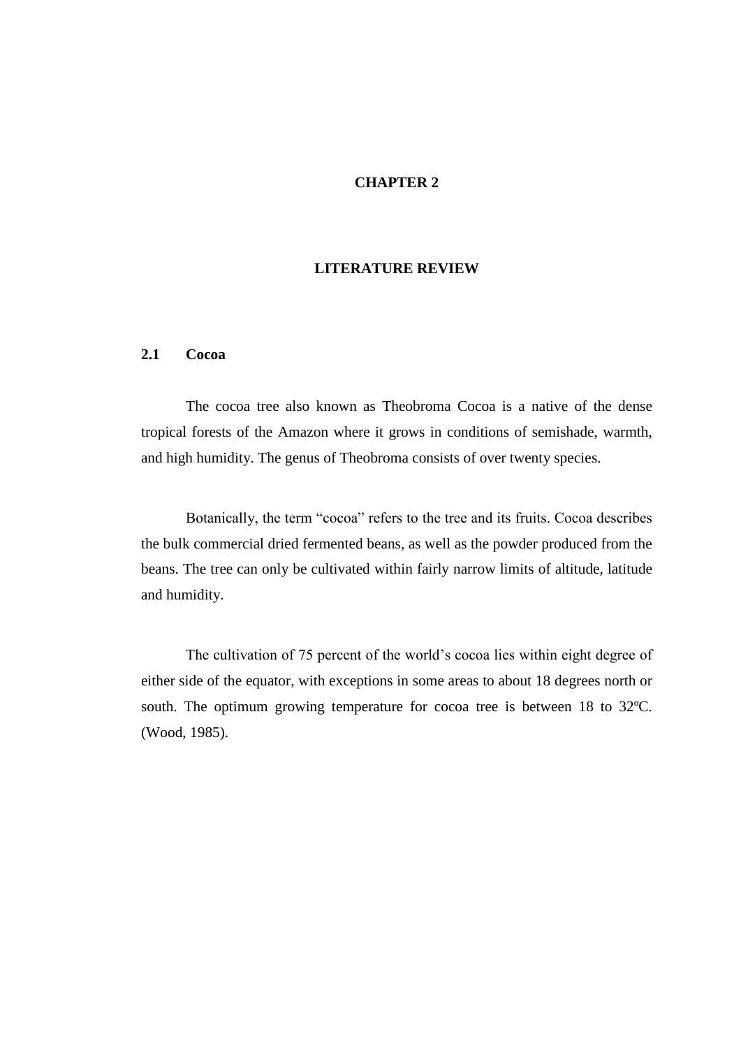# CHAPTER 2

# LITERATURE REVIEW

## 2.1 Cocoa

The cocoa tree also known as Theobroma Cocoa is a native of the dense tropical forests of the Amazon where it grows in conditions of semishade, warmth, and high humidity. The genus of Theobroma consists of over twenty species.

Botanically, the term "cocoa" refers to the tree and its fruits. Cocoa describes the bulk commercial dried fermented beans, as well as the powder produced from the beans. The tree can only be cultivated within fairly narrow limits of altitude, latitude and humidity.

The cultivation of 75 percent of the world's cocoa lies within eight degree of either side of the equator, with exceptions in some areas to about 18 degrees north or south. The optimum growing temperature for cocoa tree is between 18 to 32ºC. (Wood, 1985).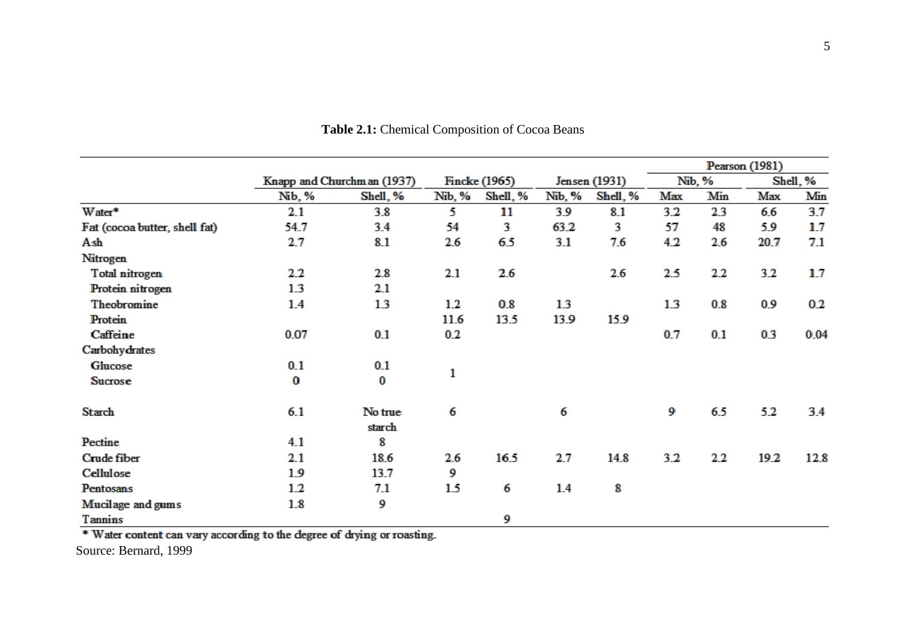**Table 2.1:** Chemical Composition of Cocoa Beans

| | Knapp and Churchman (1937) | | Fincke (1965) | | Jensen (1931) | | Pearson (1981) | | | |
|---|---|---|---|---|---|---|---|---|---|---|
| | | | | | | | Nib, % | | Shell, % | |
| | Nib, % | Shell, % | Nib, % | Shell, % | Nib, % | Shell, % | Max | Min | Max | Min |
| Water* | 2.1 | 3.8 | 5 | 11 | 3.9 | 8.1 | 3.2 | 2.3 | 6.6 | 3.7 |
| Fat (cocoa butter, shell fat) | 54.7 | 3.4 | 54 | 3 | 63.2 | 3 | 57 | 48 | 5.9 | 1.7 |
| Ash | 2.7 | 8.1 | 2.6 | 6.5 | 3.1 | 7.6 | 4.2 | 2.6 | 20.7 | 7.1 |
| Nitrogen | | | | | | | | | | |
| Total nitrogen | 2.2 | 2.8 | 2.1 | 2.6 | | 2.6 | 2.5 | 2.2 | 3.2 | 1.7 |
| Protein nitrogen | 1.3 | 2.1 | | | | | | | | |
| Theobromine | 1.4 | 1.3 | 1.2 | 0.8 | 1.3 | | 1.3 | 0.8 | 0.9 | 0.2 |
| Protein | | | 11.6 | 13.5 | 13.9 | 15.9 | | | | |
| Caffeine | 0.07 | 0.1 | 0.2 | | | | 0.7 | 0.1 | 0.3 | 0.04 |
| Carbohydrates | | | | | | | | | | |
| Glucose | 0.1 | 0.1 | 1 | | | | | | | |
| Sucrose | 0 | 0 | | | | | | | | |
| Starch | 6.1 | No true starch | 6 | | 6 | | 9 | 6.5 | 5.2 | 3.4 |
| Pectine | 4.1 | 8 | | | | | | | | |
| Crude fiber | 2.1 | 18.6 | 2.6 | 16.5 | 2.7 | 14.8 | 3.2 | 2.2 | 19.2 | 12.8 |
| Cellulose | 1.9 | 13.7 | 9 | | | | | | | |
| Pentosans | 1.2 | 7.1 | 1.5 | 6 | 1.4 | 8 | | | | |
| Mucilage and gums | 1.8 | 9 | | | | | | | | |
| Tannins | | | | 9 | | | | | | |

\* Water content can vary according to the degree of drying or roasting.

Source: Bernard, 1999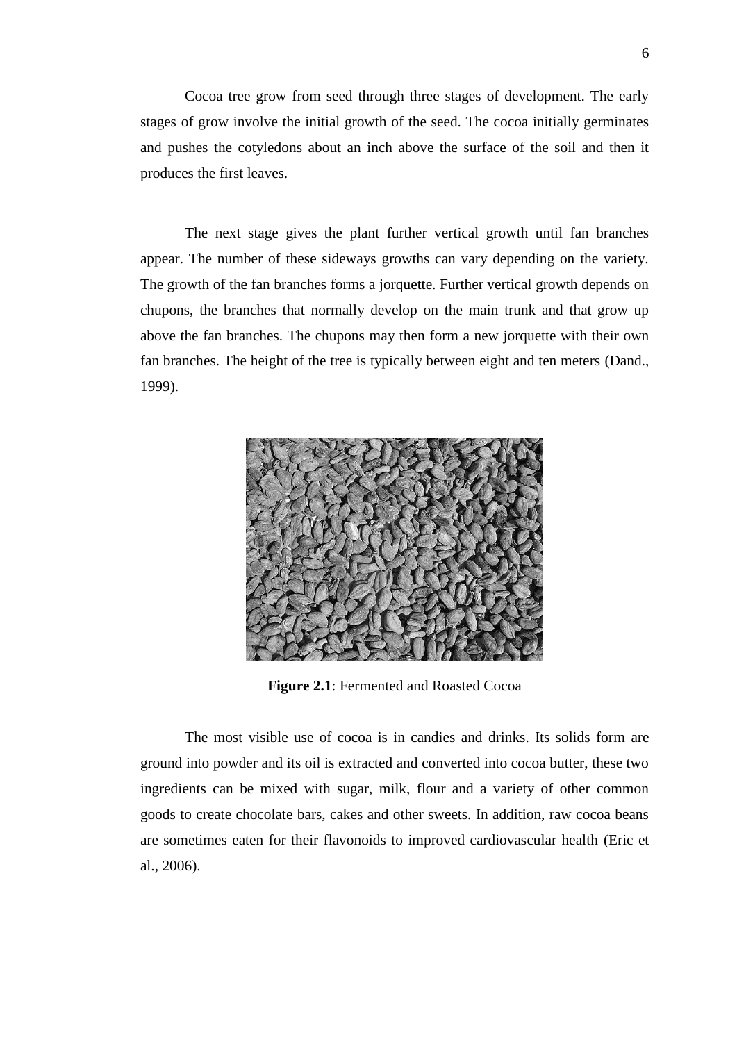Cocoa tree grow from seed through three stages of development. The early stages of grow involve the initial growth of the seed. The cocoa initially germinates and pushes the cotyledons about an inch above the surface of the soil and then it produces the first leaves.

The next stage gives the plant further vertical growth until fan branches appear. The number of these sideways growths can vary depending on the variety. The growth of the fan branches forms a jorquette. Further vertical growth depends on chupons, the branches that normally develop on the main trunk and that grow up above the fan branches. The chupons may then form a new jorquette with their own fan branches. The height of the tree is typically between eight and ten meters (Dand., 1999).

**Figure 2.1**: Fermented and Roasted Cocoa

The most visible use of cocoa is in candies and drinks. Its solids form are ground into powder and its oil is extracted and converted into cocoa butter, these two ingredients can be mixed with sugar, milk, flour and a variety of other common goods to create chocolate bars, cakes and other sweets. In addition, raw cocoa beans are sometimes eaten for their flavonoids to improved cardiovascular health (Eric et al., 2006).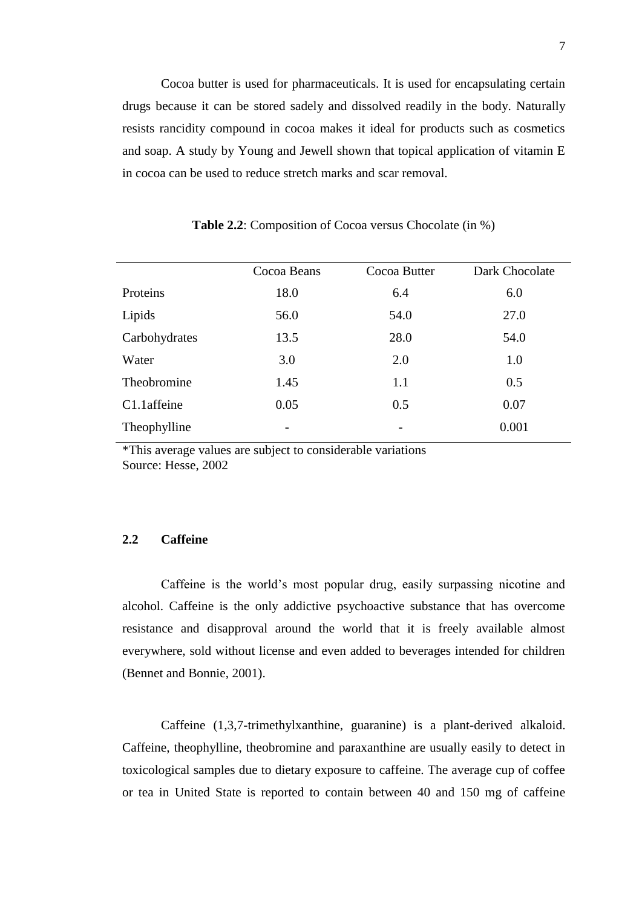Cocoa butter is used for pharmaceuticals. It is used for encapsulating certain drugs because it can be stored sadely and dissolved readily in the body. Naturally resists rancidity compound in cocoa makes it ideal for products such as cosmetics and soap. A study by Young and Jewell shown that topical application of vitamin E in cocoa can be used to reduce stretch marks and scar removal.

**Table 2.2**: Composition of Cocoa versus Chocolate (in %)

| | Cocoa Beans | Cocoa Butter | Dark Chocolate |
|---|---|---|---|
| Proteins | 18.0 | 6.4 | 6.0 |
| Lipids | 56.0 | 54.0 | 27.0 |
| Carbohydrates | 13.5 | 28.0 | 54.0 |
| Water | 3.0 | 2.0 | 1.0 |
| Theobromine | 1.45 | 1.1 | 0.5 |
| C1.1affeine | 0.05 | 0.5 | 0.07 |
| Theophylline | - | - | 0.001 |

*This average values are subject to considerable variations
Source: Hesse, 2002

## 2.2 Caffeine

Caffeine is the world's most popular drug, easily surpassing nicotine and alcohol. Caffeine is the only addictive psychoactive substance that has overcome resistance and disapproval around the world that it is freely available almost everywhere, sold without license and even added to beverages intended for children (Bennet and Bonnie, 2001).

Caffeine (1,3,7-trimethylxanthine, guaranine) is a plant-derived alkaloid. Caffeine, theophylline, theobromine and paraxanthine are usually easily to detect in toxicological samples due to dietary exposure to caffeine. The average cup of coffee or tea in United State is reported to contain between 40 and 150 mg of caffeine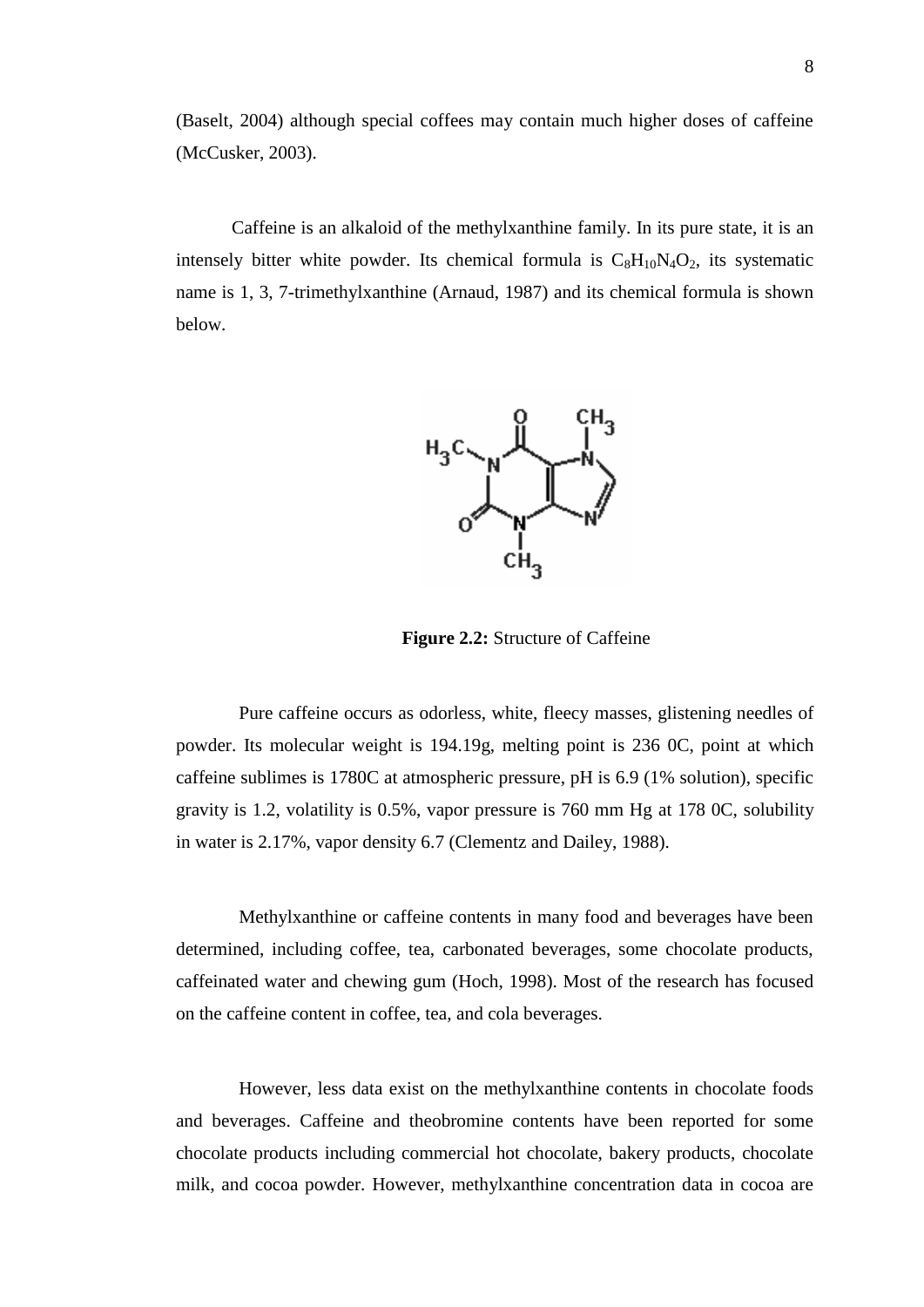(Baselt, 2004) although special coffees may contain much higher doses of caffeine (McCusker, 2003).

Caffeine is an alkaloid of the methylxanthine family. In its pure state, it is an intensely bitter white powder. Its chemical formula is $C_8H_{10}N_4O_2$, its systematic name is 1, 3, 7-trimethylxanthine (Arnaud, 1987) and its chemical formula is shown below.

**Figure 2.2:** Structure of Caffeine

Pure caffeine occurs as odorless, white, fleecy masses, glistening needles of powder. Its molecular weight is 194.19g, melting point is 236 0C, point at which caffeine sublimes is 1780C at atmospheric pressure, pH is 6.9 (1% solution), specific gravity is 1.2, volatility is 0.5%, vapor pressure is 760 mm Hg at 178 0C, solubility in water is 2.17%, vapor density 6.7 (Clementz and Dailey, 1988).

Methylxanthine or caffeine contents in many food and beverages have been determined, including coffee, tea, carbonated beverages, some chocolate products, caffeinated water and chewing gum (Hoch, 1998). Most of the research has focused on the caffeine content in coffee, tea, and cola beverages.

However, less data exist on the methylxanthine contents in chocolate foods and beverages. Caffeine and theobromine contents have been reported for some chocolate products including commercial hot chocolate, bakery products, chocolate milk, and cocoa powder. However, methylxanthine concentration data in cocoa are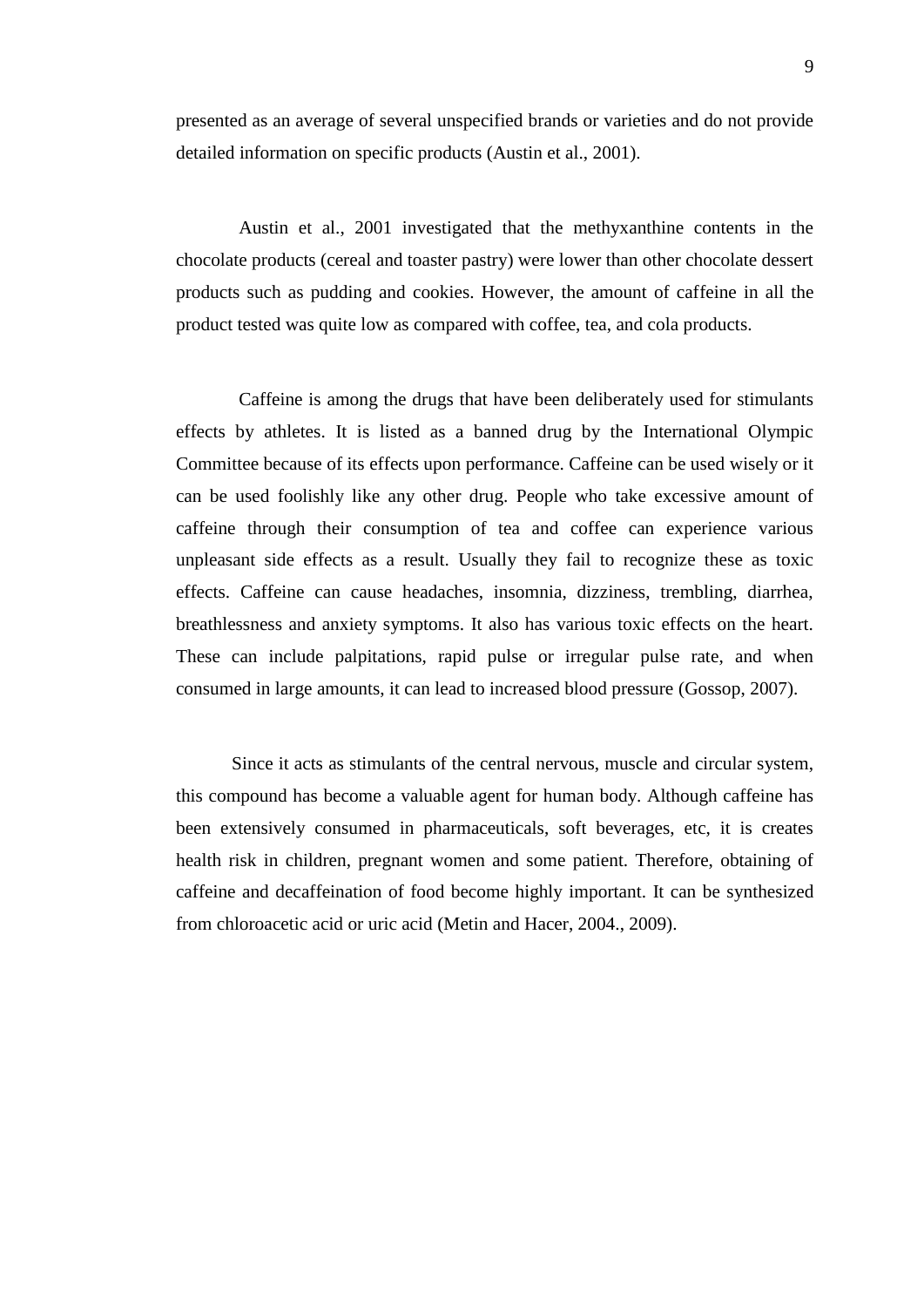presented as an average of several unspecified brands or varieties and do not provide detailed information on specific products (Austin et al., 2001).

Austin et al., 2001 investigated that the methyxanthine contents in the chocolate products (cereal and toaster pastry) were lower than other chocolate dessert products such as pudding and cookies. However, the amount of caffeine in all the product tested was quite low as compared with coffee, tea, and cola products.

Caffeine is among the drugs that have been deliberately used for stimulants effects by athletes. It is listed as a banned drug by the International Olympic Committee because of its effects upon performance. Caffeine can be used wisely or it can be used foolishly like any other drug. People who take excessive amount of caffeine through their consumption of tea and coffee can experience various unpleasant side effects as a result. Usually they fail to recognize these as toxic effects. Caffeine can cause headaches, insomnia, dizziness, trembling, diarrhea, breathlessness and anxiety symptoms. It also has various toxic effects on the heart. These can include palpitations, rapid pulse or irregular pulse rate, and when consumed in large amounts, it can lead to increased blood pressure (Gossop, 2007).

Since it acts as stimulants of the central nervous, muscle and circular system, this compound has become a valuable agent for human body. Although caffeine has been extensively consumed in pharmaceuticals, soft beverages, etc, it is creates health risk in children, pregnant women and some patient. Therefore, obtaining of caffeine and decaffeination of food become highly important. It can be synthesized from chloroacetic acid or uric acid (Metin and Hacer, 2004., 2009).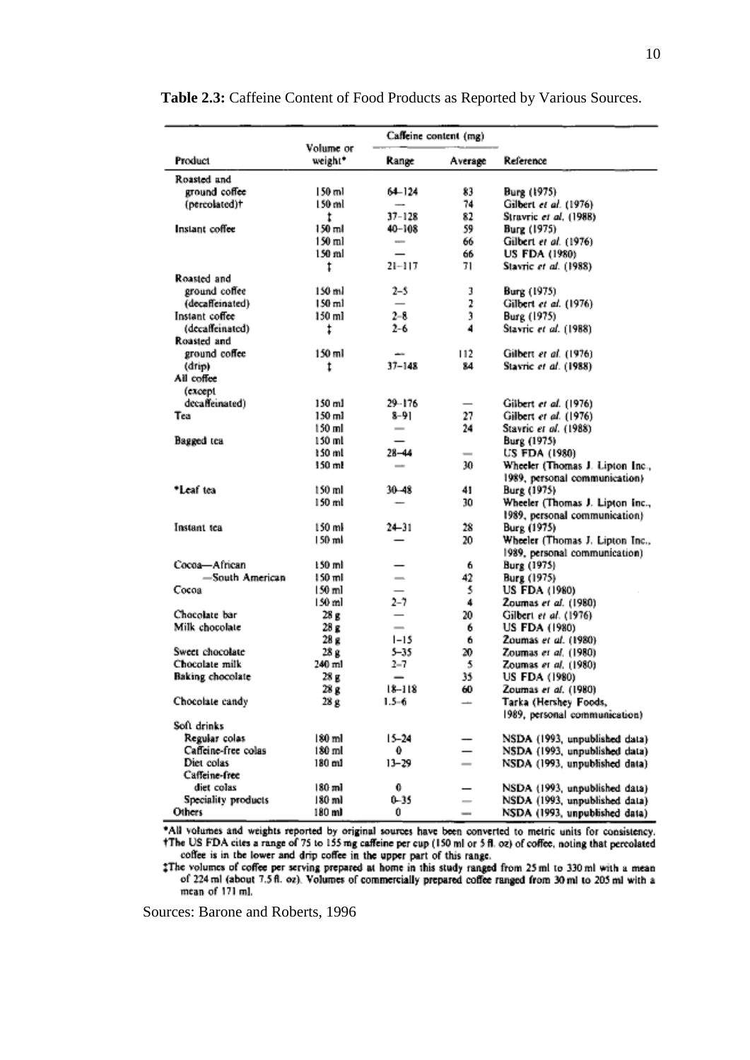**Table 2.3:** Caffeine Content of Food Products as Reported by Various Sources.

| Product | Volume or weight* | Caffeine content (mg) | | Reference |
|---|---|---|---|---|
| | | Range | Average | |
| Roasted and ground coffee (percolated)† | 150 ml | 64–124 | 83 | Burg (1975) |
| | 150 ml | — | 74 | Gilbert *et al.* (1976) |
| | ‡ | 37–128 | 82 | Stravric *et al.* (1988) |
| Instant coffee | 150 ml | 40–108 | 59 | Burg (1975) |
| | 150 ml | — | 66 | Gilbert *et al.* (1976) |
| | 150 ml | — | 66 | US FDA (1980) |
| | ‡ | 21–117 | 71 | Stavric *et al.* (1988) |
| Roasted and ground coffee (decaffeinated) | 150 ml | 2–5 | 3 | Burg (1975) |
| | 150 ml | — | 2 | Gilbert *et al.* (1976) |
| Instant coffee (decaffeinated) | 150 ml | 2–8 | 3 | Burg (1975) |
| | ‡ | 2–6 | 4 | Stavric *et al.* (1988) |
| Roasted and ground coffee (drip) | 150 ml | — | 112 | Gilbert *et al.* (1976) |
| | ‡ | 37–148 | 84 | Stavric *et al.* (1988) |
| All coffee (except decaffeinated) | 150 ml | 29–176 | — | Gilbert *et al.* (1976) |
| Tea | 150 ml | 8–91 | 27 | Gilbert *et al.* (1976) |
| | 150 ml | — | 24 | Stavric *et al.* (1988) |
| Bagged tea | 150 ml | — | | Burg (1975) |
| | 150 ml | 28–44 | — | US FDA (1980) |
| | 150 ml | — | 30 | Wheeler (Thomas J. Lipton Inc., 1989, personal communication) |
| *Leaf tea | 150 ml | 30–48 | 41 | Burg (1975) |
| | 150 ml | — | 30 | Wheeler (Thomas J. Lipton Inc., 1989, personal communication) |
| Instant tea | 150 ml | 24–31 | 28 | Burg (1975) |
| | 150 ml | — | 20 | Wheeler (Thomas J. Lipton Inc., 1989, personal communication) |
| Cocoa—African | 150 ml | — | 6 | Burg (1975) |
| —South American | 150 ml | — | 42 | Burg (1975) |
| Cocoa | 150 ml | — | 5 | US FDA (1980) |
| | 150 ml | 2–7 | 4 | Zoumas *et al.* (1980) |
| Chocolate bar | 28 g | — | 20 | Gilbert *et al.* (1976) |
| Milk chocolate | 28 g | — | 6 | US FDA (1980) |
| | 28 g | 1–15 | 6 | Zoumas *et al.* (1980) |
| Sweet chocolate | 28 g | 5–35 | 20 | Zoumas *et al.* (1980) |
| Chocolate milk | 240 ml | 2–7 | 5 | Zoumas *et al.* (1980) |
| Baking chocolate | 28 g | — | 35 | US FDA (1980) |
| | 28 g | 18–118 | 60 | Zoumas *et al.* (1980) |
| Chocolate candy | 28 g | 1.5–6 | — | Tarka (Hershey Foods, 1989, personal communication) |
| Soft drinks | | | | |
| Regular colas | 180 ml | 15–24 | — | NSDA (1993, unpublished data) |
| Caffeine-free colas | 180 ml | 0 | — | NSDA (1993, unpublished data) |
| Diet colas | 180 ml | 13–29 | — | NSDA (1993, unpublished data) |
| Caffeine-free diet colas | 180 ml | 0 | — | NSDA (1993, unpublished data) |
| Speciality products | 180 ml | 0–35 | — | NSDA (1993, unpublished data) |
| Others | 180 ml | 0 | — | NSDA (1993, unpublished data) |

*All volumes and weights reported by original sources have been converted to metric units for consistency.
†The US FDA cites a range of 75 to 155 mg caffeine per cup (150 ml or 5 fl. oz) of coffee, noting that percolated coffee is in the lower and drip coffee in the upper part of this range.
‡The volumes of coffee per serving prepared at home in this study ranged from 25 ml to 330 ml with a mean of 224 ml (about 7.5 fl. oz). Volumes of commercially prepared coffee ranged from 30 ml to 205 ml with a mean of 171 ml.

Sources: Barone and Roberts, 1996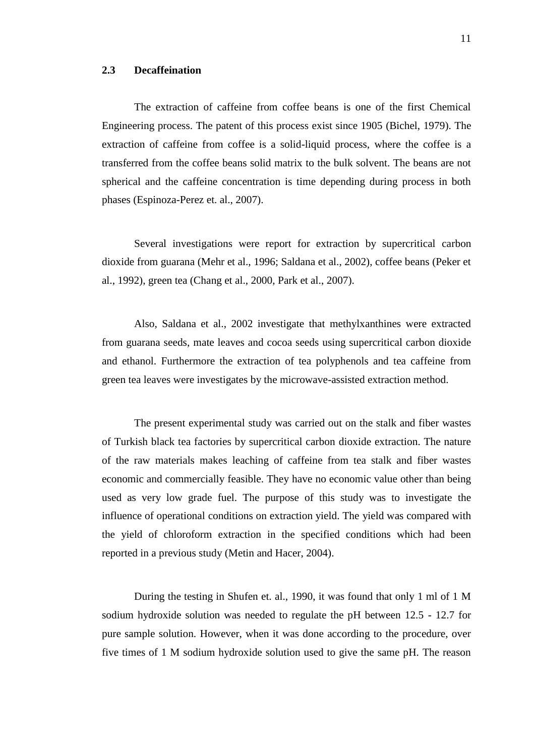### 2.3 Decaffeination

The extraction of caffeine from coffee beans is one of the first Chemical Engineering process. The patent of this process exist since 1905 (Bichel, 1979). The extraction of caffeine from coffee is a solid-liquid process, where the coffee is a transferred from the coffee beans solid matrix to the bulk solvent. The beans are not spherical and the caffeine concentration is time depending during process in both phases (Espinoza-Perez et. al., 2007).

Several investigations were report for extraction by supercritical carbon dioxide from guarana (Mehr et al., 1996; Saldana et al., 2002), coffee beans (Peker et al., 1992), green tea (Chang et al., 2000, Park et al., 2007).

Also, Saldana et al., 2002 investigate that methylxanthines were extracted from guarana seeds, mate leaves and cocoa seeds using supercritical carbon dioxide and ethanol. Furthermore the extraction of tea polyphenols and tea caffeine from green tea leaves were investigates by the microwave-assisted extraction method.

The present experimental study was carried out on the stalk and fiber wastes of Turkish black tea factories by supercritical carbon dioxide extraction. The nature of the raw materials makes leaching of caffeine from tea stalk and fiber wastes economic and commercially feasible. They have no economic value other than being used as very low grade fuel. The purpose of this study was to investigate the influence of operational conditions on extraction yield. The yield was compared with the yield of chloroform extraction in the specified conditions which had been reported in a previous study (Metin and Hacer, 2004).

During the testing in Shufen et. al., 1990, it was found that only 1 ml of 1 M sodium hydroxide solution was needed to regulate the pH between 12.5 - 12.7 for pure sample solution. However, when it was done according to the procedure, over five times of 1 M sodium hydroxide solution used to give the same pH. The reason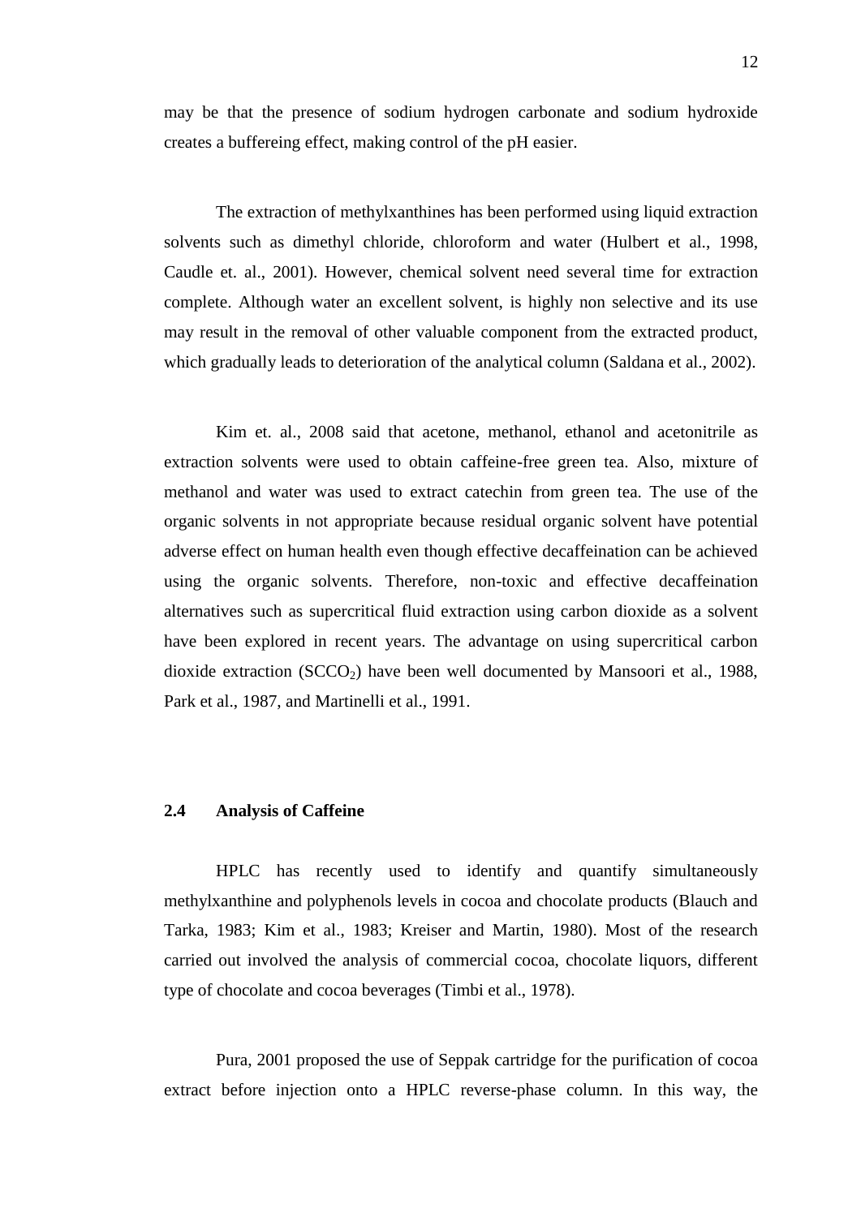may be that the presence of sodium hydrogen carbonate and sodium hydroxide creates a buffereing effect, making control of the pH easier.

The extraction of methylxanthines has been performed using liquid extraction solvents such as dimethyl chloride, chloroform and water (Hulbert et al., 1998, Caudle et. al., 2001). However, chemical solvent need several time for extraction complete. Although water an excellent solvent, is highly non selective and its use may result in the removal of other valuable component from the extracted product, which gradually leads to deterioration of the analytical column (Saldana et al., 2002).

Kim et. al., 2008 said that acetone, methanol, ethanol and acetonitrile as extraction solvents were used to obtain caffeine-free green tea. Also, mixture of methanol and water was used to extract catechin from green tea. The use of the organic solvents in not appropriate because residual organic solvent have potential adverse effect on human health even though effective decaffeination can be achieved using the organic solvents. Therefore, non-toxic and effective decaffeination alternatives such as supercritical fluid extraction using carbon dioxide as a solvent have been explored in recent years. The advantage on using supercritical carbon dioxide extraction ($SCCO_2$) have been well documented by Mansoori et al., 1988, Park et al., 1987, and Martinelli et al., 1991.

## 2.4 Analysis of Caffeine

HPLC has recently used to identify and quantify simultaneously methylxanthine and polyphenols levels in cocoa and chocolate products (Blauch and Tarka, 1983; Kim et al., 1983; Kreiser and Martin, 1980). Most of the research carried out involved the analysis of commercial cocoa, chocolate liquors, different type of chocolate and cocoa beverages (Timbi et al., 1978).

Pura, 2001 proposed the use of Seppak cartridge for the purification of cocoa extract before injection onto a HPLC reverse-phase column. In this way, the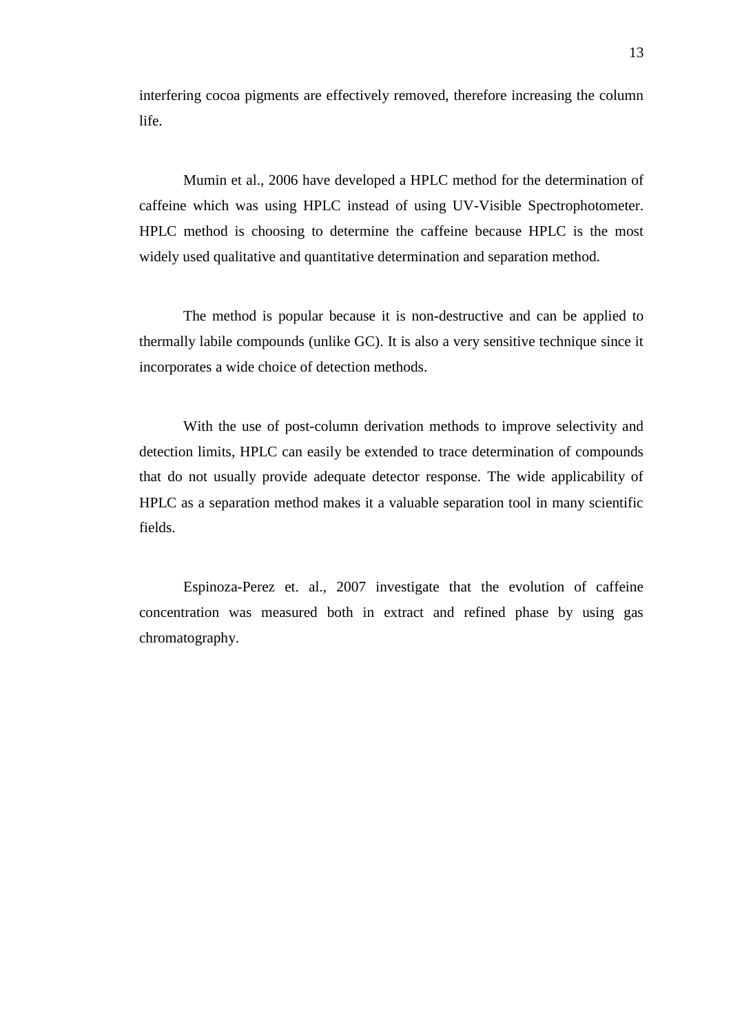interfering cocoa pigments are effectively removed, therefore increasing the column life.

Mumin et al., 2006 have developed a HPLC method for the determination of caffeine which was using HPLC instead of using UV-Visible Spectrophotometer. HPLC method is choosing to determine the caffeine because HPLC is the most widely used qualitative and quantitative determination and separation method.

The method is popular because it is non-destructive and can be applied to thermally labile compounds (unlike GC). It is also a very sensitive technique since it incorporates a wide choice of detection methods.

With the use of post-column derivation methods to improve selectivity and detection limits, HPLC can easily be extended to trace determination of compounds that do not usually provide adequate detector response. The wide applicability of HPLC as a separation method makes it a valuable separation tool in many scientific fields.

Espinoza-Perez et. al., 2007 investigate that the evolution of caffeine concentration was measured both in extract and refined phase by using gas chromatography.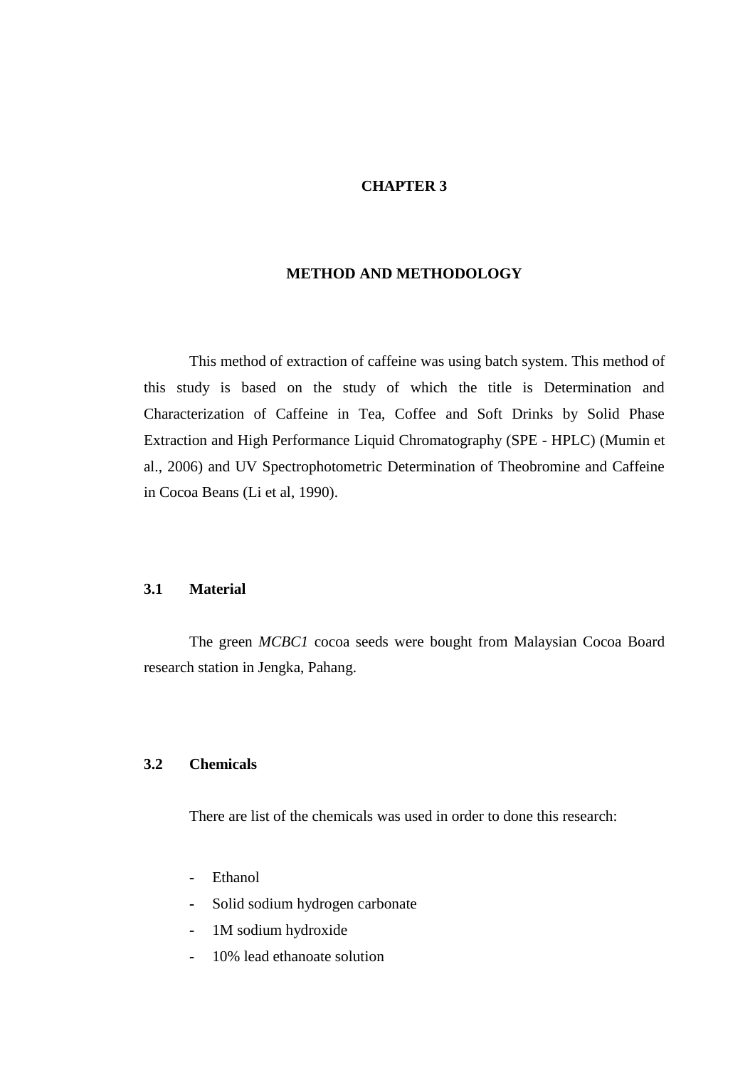# CHAPTER 3

# METHOD AND METHODOLOGY

This method of extraction of caffeine was using batch system. This method of this study is based on the study of which the title is Determination and Characterization of Caffeine in Tea, Coffee and Soft Drinks by Solid Phase Extraction and High Performance Liquid Chromatography (SPE - HPLC) (Mumin et al., 2006) and UV Spectrophotometric Determination of Theobromine and Caffeine in Cocoa Beans (Li et al, 1990).

## 3.1 Material

The green *MCBC1* cocoa seeds were bought from Malaysian Cocoa Board research station in Jengka, Pahang.

## 3.2 Chemicals

There are list of the chemicals was used in order to done this research:

- Ethanol
- Solid sodium hydrogen carbonate
- 1M sodium hydroxide
- 10% lead ethanoate solution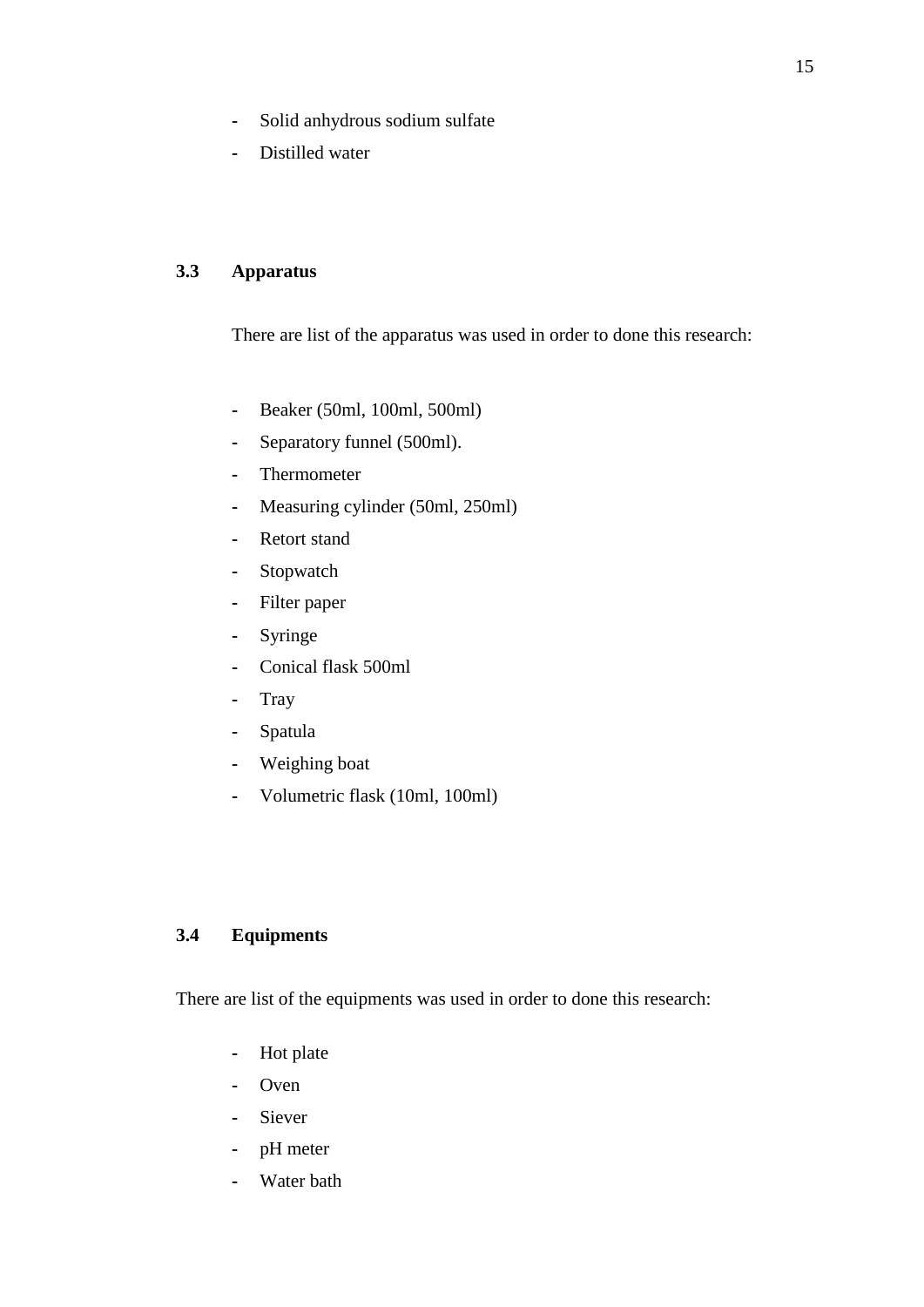- Solid anhydrous sodium sulfate
- Distilled water

## 3.3 Apparatus

There are list of the apparatus was used in order to done this research:

- Beaker (50ml, 100ml, 500ml)
- Separatory funnel (500ml).
- Thermometer
- Measuring cylinder (50ml, 250ml)
- Retort stand
- Stopwatch
- Filter paper
- Syringe
- Conical flask 500ml
- Tray
- Spatula
- Weighing boat
- Volumetric flask (10ml, 100ml)

## 3.4 Equipments

There are list of the equipments was used in order to done this research:

- Hot plate
- Oven
- Siever
- pH meter
- Water bath